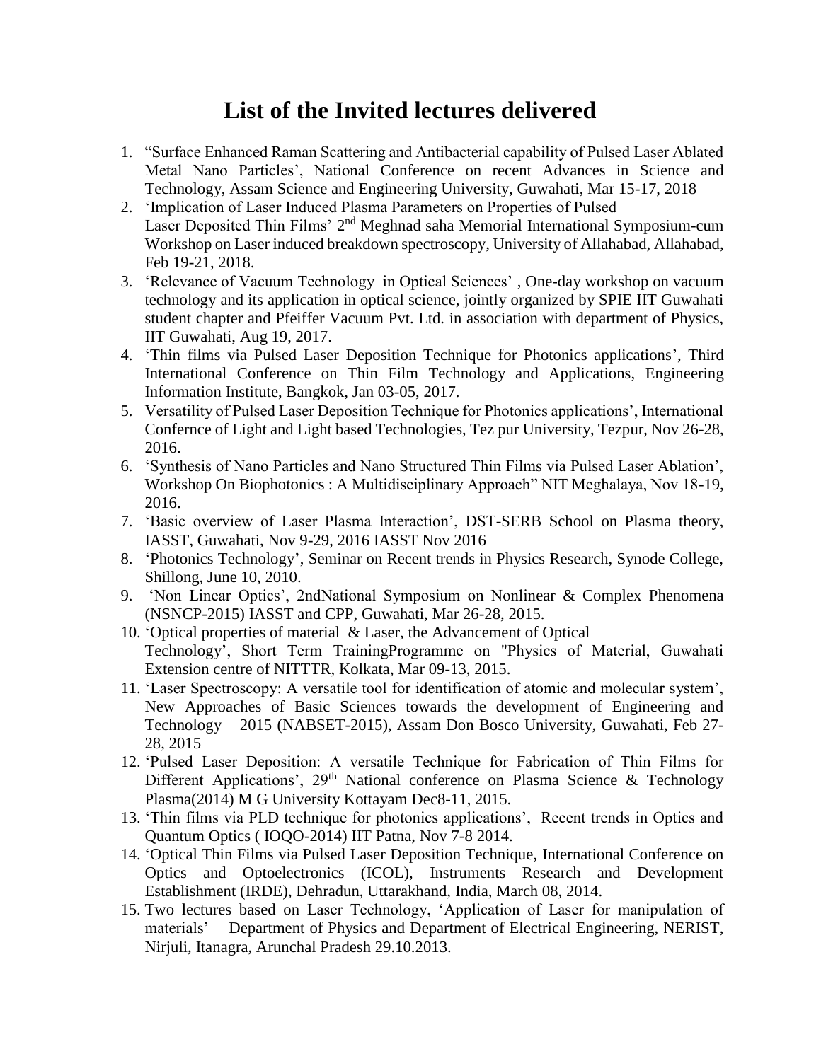# List of the Invited lectures delivered

1. "Surface Enhanced Raman Scattering and Antibacterial capability of Pulsed Laser Ablated Metal Nano Particles', National Conference on recent Advances in Science and Technology, Assam Science and Engineering University, Guwahati, Mar 15-17, 2018
2. 'Implication of Laser Induced Plasma Parameters on Properties of Pulsed Laser Deposited Thin Films' 2nd Meghnad saha Memorial International Symposium-cum Workshop on Laser induced breakdown spectroscopy, University of Allahabad, Allahabad, Feb 19-21, 2018.
3. 'Relevance of Vacuum Technology in Optical Sciences' , One-day workshop on vacuum technology and its application in optical science, jointly organized by SPIE IIT Guwahati student chapter and Pfeiffer Vacuum Pvt. Ltd. in association with department of Physics, IIT Guwahati, Aug 19, 2017.
4. 'Thin films via Pulsed Laser Deposition Technique for Photonics applications', Third International Conference on Thin Film Technology and Applications, Engineering Information Institute, Bangkok, Jan 03-05, 2017.
5. Versatility of Pulsed Laser Deposition Technique for Photonics applications', International Confernce of Light and Light based Technologies, Tez pur University, Tezpur, Nov 26-28, 2016.
6. 'Synthesis of Nano Particles and Nano Structured Thin Films via Pulsed Laser Ablation', Workshop On Biophotonics : A Multidisciplinary Approach" NIT Meghalaya, Nov 18-19, 2016.
7. 'Basic overview of Laser Plasma Interaction', DST-SERB School on Plasma theory, IASST, Guwahati, Nov 9-29, 2016 IASST Nov 2016
8. 'Photonics Technology', Seminar on Recent trends in Physics Research, Synode College, Shillong, June 10, 2010.
9. 'Non Linear Optics', 2ndNational Symposium on Nonlinear & Complex Phenomena (NSNCP-2015) IASST and CPP, Guwahati, Mar 26-28, 2015.
10. 'Optical properties of material & Laser, the Advancement of Optical Technology', Short Term TrainingProgramme on "Physics of Material, Guwahati Extension centre of NITTTR, Kolkata, Mar 09-13, 2015.
11. 'Laser Spectroscopy: A versatile tool for identification of atomic and molecular system', New Approaches of Basic Sciences towards the development of Engineering and Technology – 2015 (NABSET-2015), Assam Don Bosco University, Guwahati, Feb 27-28, 2015
12. 'Pulsed Laser Deposition: A versatile Technique for Fabrication of Thin Films for Different Applications', 29th National conference on Plasma Science & Technology Plasma(2014) M G University Kottayam Dec8-11, 2015.
13. 'Thin films via PLD technique for photonics applications', Recent trends in Optics and Quantum Optics ( IOQO-2014) IIT Patna, Nov 7-8 2014.
14. 'Optical Thin Films via Pulsed Laser Deposition Technique, International Conference on Optics and Optoelectronics (ICOL), Instruments Research and Development Establishment (IRDE), Dehradun, Uttarakhand, India, March 08, 2014.
15. Two lectures based on Laser Technology, 'Application of Laser for manipulation of materials' Department of Physics and Department of Electrical Engineering, NERIST, Nirjuli, Itanagra, Arunchal Pradesh 29.10.2013.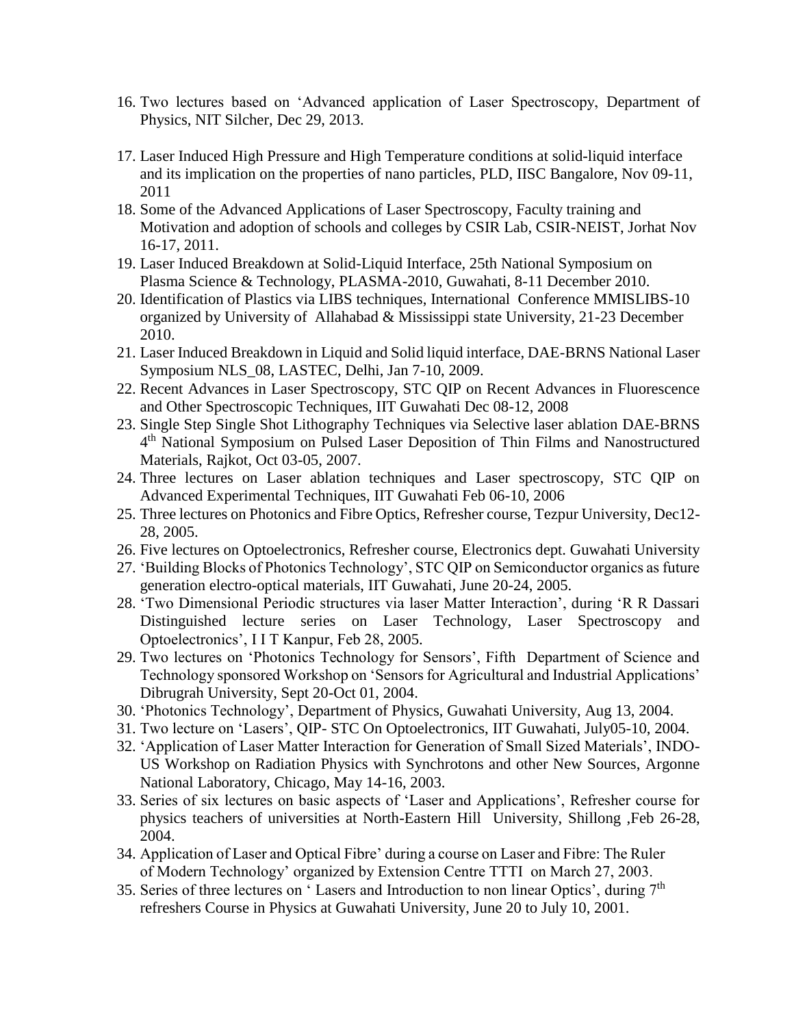16. Two lectures based on 'Advanced application of Laser Spectroscopy, Department of Physics, NIT Silcher, Dec 29, 2013.
17. Laser Induced High Pressure and High Temperature conditions at solid-liquid interface and its implication on the properties of nano particles, PLD, IISC Bangalore, Nov 09-11, 2011
18. Some of the Advanced Applications of Laser Spectroscopy, Faculty training and Motivation and adoption of schools and colleges by CSIR Lab, CSIR-NEIST, Jorhat Nov 16-17, 2011.
19. Laser Induced Breakdown at Solid-Liquid Interface, 25th National Symposium on Plasma Science & Technology, PLASMA-2010, Guwahati, 8-11 December 2010.
20. Identification of Plastics via LIBS techniques, International Conference MMISLIBS-10 organized by University of Allahabad & Mississippi state University, 21-23 December 2010.
21. Laser Induced Breakdown in Liquid and Solid liquid interface, DAE-BRNS National Laser Symposium NLS_08, LASTEC, Delhi, Jan 7-10, 2009.
22. Recent Advances in Laser Spectroscopy, STC QIP on Recent Advances in Fluorescence and Other Spectroscopic Techniques, IIT Guwahati Dec 08-12, 2008
23. Single Step Single Shot Lithography Techniques via Selective laser ablation DAE-BRNS 4th National Symposium on Pulsed Laser Deposition of Thin Films and Nanostructured Materials, Rajkot, Oct 03-05, 2007.
24. Three lectures on Laser ablation techniques and Laser spectroscopy, STC QIP on Advanced Experimental Techniques, IIT Guwahati Feb 06-10, 2006
25. Three lectures on Photonics and Fibre Optics, Refresher course, Tezpur University, Dec12-28, 2005.
26. Five lectures on Optoelectronics, Refresher course, Electronics dept. Guwahati University
27. 'Building Blocks of Photonics Technology', STC QIP on Semiconductor organics as future generation electro-optical materials, IIT Guwahati, June 20-24, 2005.
28. 'Two Dimensional Periodic structures via laser Matter Interaction', during 'R R Dassari Distinguished lecture series on Laser Technology, Laser Spectroscopy and Optoelectronics', I I T Kanpur, Feb 28, 2005.
29. Two lectures on 'Photonics Technology for Sensors', Fifth Department of Science and Technology sponsored Workshop on 'Sensors for Agricultural and Industrial Applications' Dibrugrah University, Sept 20-Oct 01, 2004.
30. 'Photonics Technology', Department of Physics, Guwahati University, Aug 13, 2004.
31. Two lecture on 'Lasers', QIP- STC On Optoelectronics, IIT Guwahati, July05-10, 2004.
32. 'Application of Laser Matter Interaction for Generation of Small Sized Materials', INDO-US Workshop on Radiation Physics with Synchrotons and other New Sources, Argonne National Laboratory, Chicago, May 14-16, 2003.
33. Series of six lectures on basic aspects of 'Laser and Applications', Refresher course for physics teachers of universities at North-Eastern Hill University, Shillong ,Feb 26-28, 2004.
34. Application of Laser and Optical Fibre' during a course on Laser and Fibre: The Ruler of Modern Technology' organized by Extension Centre TTTI on March 27, 2003.
35. Series of three lectures on ' Lasers and Introduction to non linear Optics', during 7th refreshers Course in Physics at Guwahati University, June 20 to July 10, 2001.